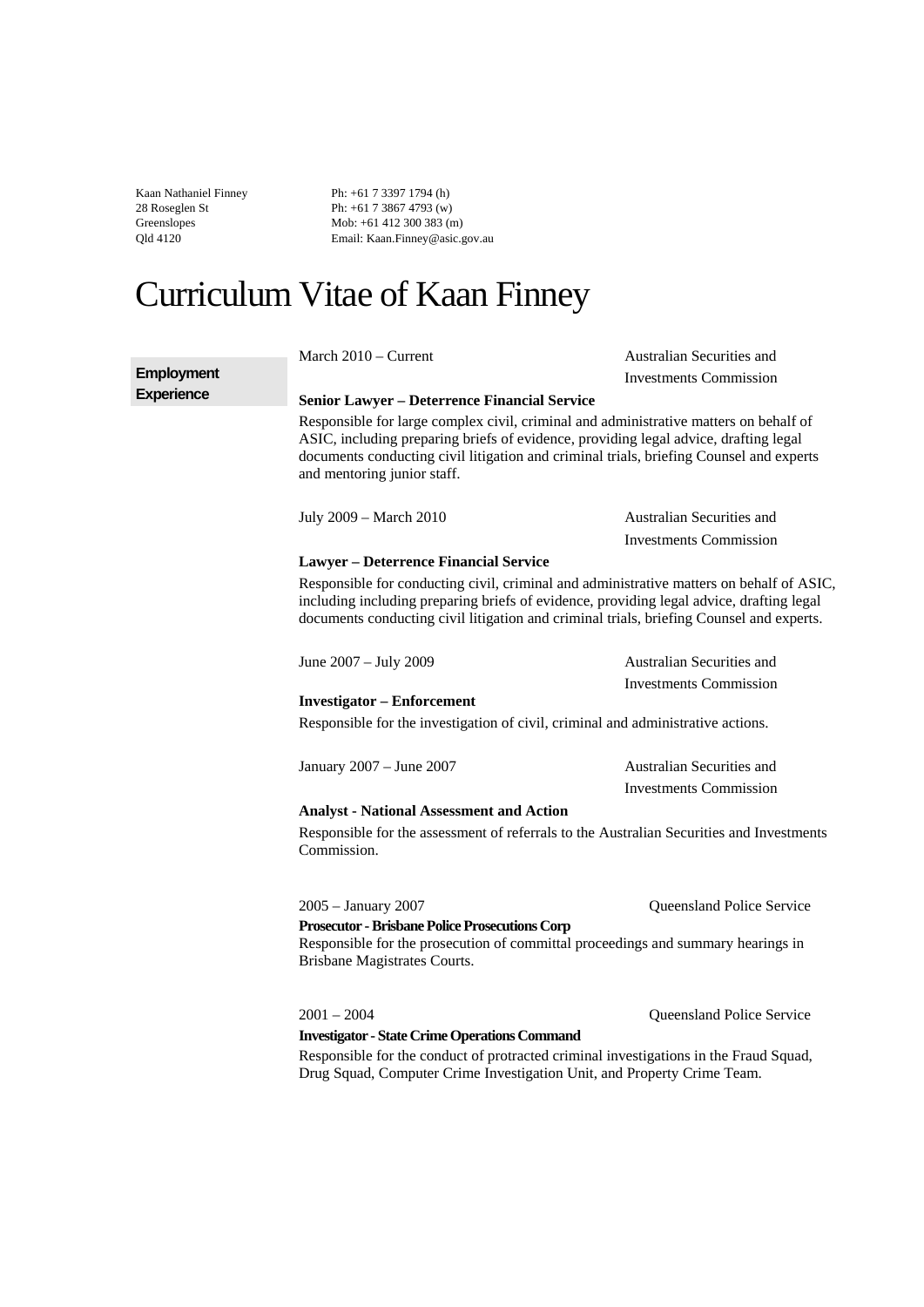Kaan Nathaniel Finney
28 Roseglen St
Greenslopes
Qld 4120

Ph: +61 7 3397 1794 (h)
Ph: +61 7 3867 4793 (w)
Mob: +61 412 300 383 (m)
Email: Kaan.Finney@asic.gov.au

# Curriculum Vitae of Kaan Finney

## Employment Experience

March 2010 – Current — Australian Securities and Investments Commission

**Senior Lawyer – Deterrence Financial Service**

Responsible for large complex civil, criminal and administrative matters on behalf of ASIC, including preparing briefs of evidence, providing legal advice, drafting legal documents conducting civil litigation and criminal trials, briefing Counsel and experts and mentoring junior staff.

July 2009 – March 2010 — Australian Securities and Investments Commission

**Lawyer – Deterrence Financial Service**

Responsible for conducting civil, criminal and administrative matters on behalf of ASIC, including including preparing briefs of evidence, providing legal advice, drafting legal documents conducting civil litigation and criminal trials, briefing Counsel and experts.

June 2007 – July 2009 — Australian Securities and Investments Commission

**Investigator – Enforcement**

Responsible for the investigation of civil, criminal and administrative actions.

January 2007 – June 2007 — Australian Securities and Investments Commission

**Analyst - National Assessment and Action**

Responsible for the assessment of referrals to the Australian Securities and Investments Commission.

2005 – January 2007 — Queensland Police Service

**Prosecutor - Brisbane Police Prosecutions Corp**

Responsible for the prosecution of committal proceedings and summary hearings in Brisbane Magistrates Courts.

2001 – 2004 — Queensland Police Service

**Investigator - State Crime Operations Command**

Responsible for the conduct of protracted criminal investigations in the Fraud Squad, Drug Squad, Computer Crime Investigation Unit, and Property Crime Team.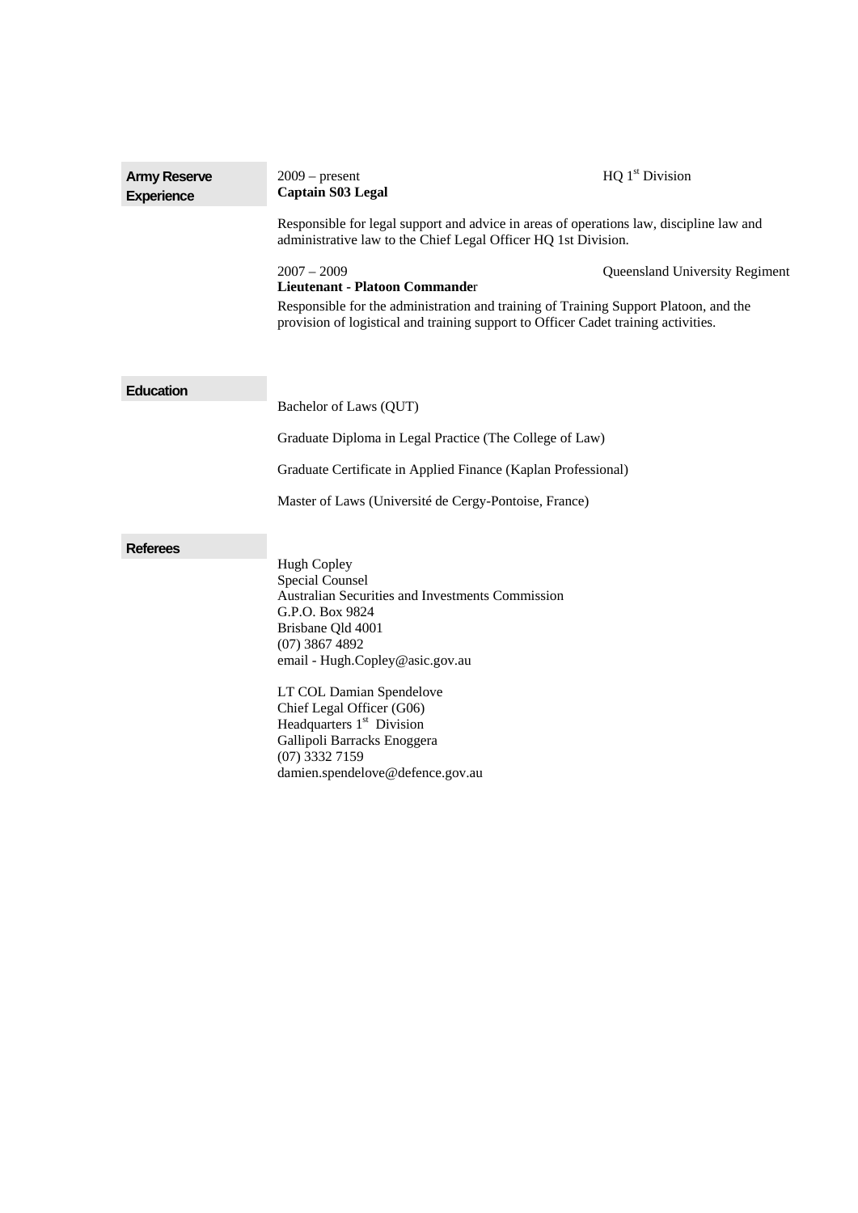## Army Reserve Experience

2009 – present HQ 1st Division
**Captain S03 Legal**

Responsible for legal support and advice in areas of operations law, discipline law and administrative law to the Chief Legal Officer HQ 1st Division.

2007 – 2009 Queensland University Regiment
**Lieutenant - Platoon Commander**

Responsible for the administration and training of Training Support Platoon, and the provision of logistical and training support to Officer Cadet training activities.

## Education

Bachelor of Laws (QUT)

Graduate Diploma in Legal Practice (The College of Law)

Graduate Certificate in Applied Finance (Kaplan Professional)

Master of Laws (Université de Cergy-Pontoise, France)

## Referees

Hugh Copley
Special Counsel
Australian Securities and Investments Commission
G.P.O. Box 9824
Brisbane Qld 4001
(07) 3867 4892
email - Hugh.Copley@asic.gov.au

LT COL Damian Spendelove
Chief Legal Officer (G06)
Headquarters 1st Division
Gallipoli Barracks Enoggera
(07) 3332 7159
damien.spendelove@defence.gov.au